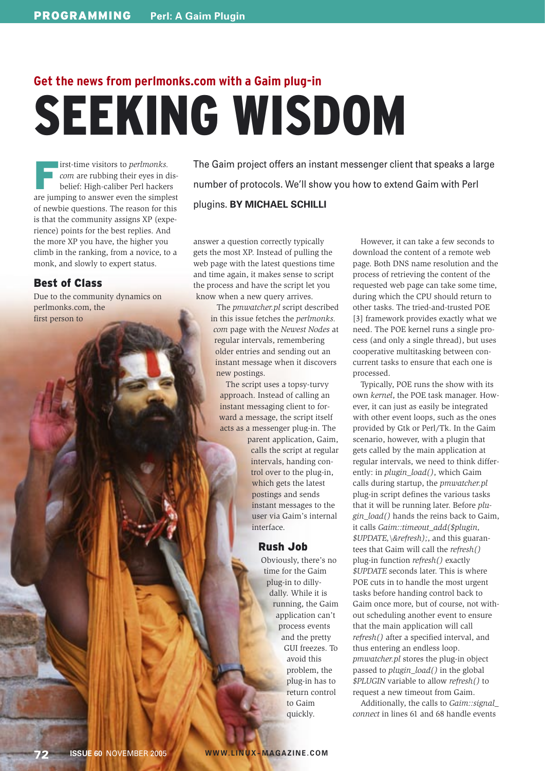## Get the news from perlmonks.com with a Gaim plug-in

# SEEKING WISDOM

The Gaim project offers an instant messenger client that speaks a large number of protocols. We'll show you how to extend Gaim with Perl plugins. **BY MICHAEL SCHILLI**

First-time visitors to *perlmonks.com* are rubbing their eyes in disbelief: High-caliber Perl hackers are jumping to answer even the simplest of newbie questions. The reason for this is that the community assigns XP (experience) points for the best replies. And the more XP you have, the higher you climb in the ranking, from a novice, to a monk, and slowly to expert status.

### Best of Class

Due to the community dynamics on perlmonks.com, the first person to answer a question correctly typically gets the most XP. Instead of pulling the web page with the latest questions time and time again, it makes sense to script the process and have the script let you know when a new query arrives.

The *pmwatcher.pl* script described in this issue fetches the *perlmonks.com* page with the *Newest Nodes* at regular intervals, remembering older entries and sending out an instant message when it discovers new postings.

The script uses a topsy-turvy approach. Instead of calling an instant messaging client to forward a message, the script itself acts as a messenger plug-in. The parent application, Gaim, calls the script at regular intervals, handing control over to the plug-in, which gets the latest postings and sends instant messages to the user via Gaim's internal interface.

### Rush Job

Obviously, there's no time for the Gaim plug-in to dilly-dally. While it is running, the Gaim application can't process events and the pretty GUI freezes. To avoid this problem, the plug-in has to return control to Gaim quickly.

However, it can take a few seconds to download the content of a remote web page. Both DNS name resolution and the process of retrieving the content of the requested web page can take some time, during which the CPU should return to other tasks. The tried-and-trusted POE [3] framework provides exactly what we need. The POE kernel runs a single process (and only a single thread), but uses cooperative multitasking between concurrent tasks to ensure that each one is processed.

Typically, POE runs the show with its own *kernel*, the POE task manager. However, it can just as easily be integrated with other event loops, such as the ones provided by Gtk or Perl/Tk. In the Gaim scenario, however, with a plugin that gets called by the main application at regular intervals, we need to think differently: in *plugin_load()*, which Gaim calls during startup, the *pmwatcher.pl* plug-in script defines the various tasks that it will be running later. Before *plugin_load()* hands the reins back to Gaim, it calls *Gaim::timeout_add($plugin, $UPDATE,\&refresh);*, and this guarantees that Gaim will call the *refresh()* plug-in function *refresh()* exactly *$UPDATE* seconds later. This is where POE cuts in to handle the most urgent tasks before handing control back to Gaim once more, but of course, not without scheduling another event to ensure that the main application will call *refresh()* after a specified interval, and thus entering an endless loop. *pmwatcher.pl* stores the plug-in object passed to *plugin_load()* in the global *$PLUGIN* variable to allow *refresh()* to request a new timeout from Gaim.

Additionally, the calls to *Gaim::signal_connect* in lines 61 and 68 handle events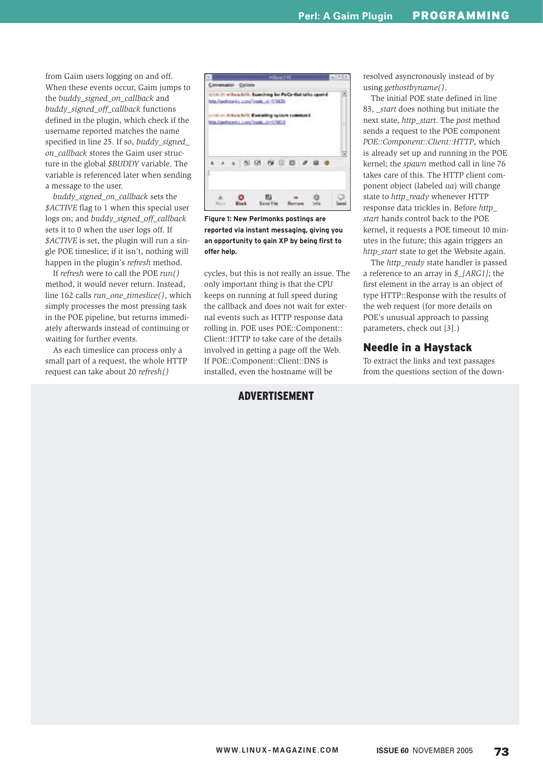from Gaim users logging on and off. When these events occur, Gaim jumps to the *buddy_signed_on_callback* and *buddy_signed_off_callback* functions defined in the plugin, which check if the username reported matches the name specified in line 25. If so, *buddy_signed_on_callback* stores the Gaim user structure in the global *$BUDDY* variable. The variable is referenced later when sending a message to the user.

*buddy_signed_on_callback* sets the *$ACTIVE* flag to 1 when this special user logs on; and *buddy_signed_off_callback* sets it to 0 when the user logs off. If *$ACTIVE* is set, the plugin will run a single POE timeslice; if it isn't, nothing will happen in the plugin's *refresh* method.

If *refresh* were to call the POE *run()* method, it would never return. Instead, line 162 calls *run_one_timeslice()*, which simply processes the most pressing task in the POE pipeline, but returns immediately afterwards instead of continuing or waiting for further events.

As each timeslice can process only a small part of a request, the whole HTTP request can take about 20 *refresh()* cycles, but this is not really an issue. The only important thing is that the CPU keeps on running at full speed during the callback and does not wait for external events such as HTTP response data rolling in. POE uses POE::Component::Client::HTTP to take care of the details involved in getting a page off the Web. If POE::Component::Client::DNS is installed, even the hostname will be resolved asyncronously instead of by using *gethostbyname()*.

**Figure 1: New Perlmonks postings are reported via instant messaging, giving you an opportunity to gain XP by being first to offer help.**

The initial POE state defined in line 83, *_start* does nothing but initiate the next state, *http_start*. The *post* method sends a request to the POE component *POE::Component::Client::HTTP*, which is already set up and running in the POE kernel; the *spawn* method call in line 76 takes care of this. The HTTP client component object (labeled *ua*) will change state to *http_ready* whenever HTTP response data trickles in. Before *http_start* hands control back to the POE kernel, it requests a POE timeout 10 minutes in the future; this again triggers an *http_start* state to get the Website again.

The *http_ready* state handler is passed a reference to an array in *$_[ARG1]*; the first element in the array is an object of type HTTP::Response with the results of the web request (for more details on POE's unusual approach to passing parameters, check out [3].)

## Needle in a Haystack

To extract the links and text passages from the questions section of the down-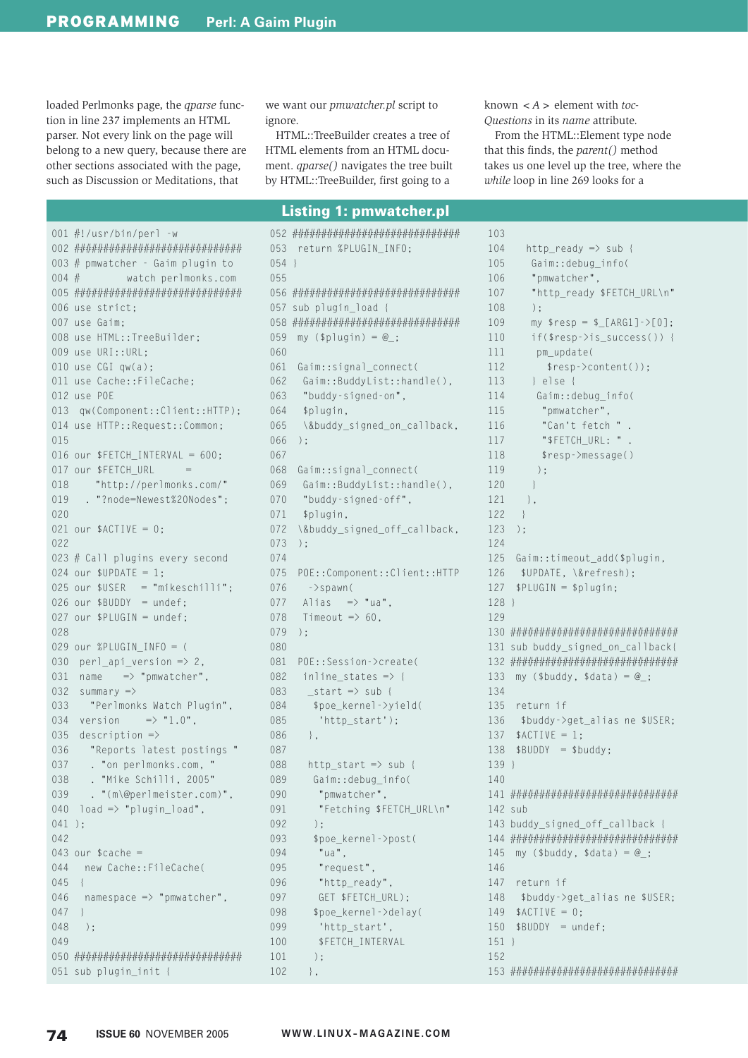loaded Perlmonks page, the *qparse* function in line 237 implements an HTML parser. Not every link on the page will belong to a new query, because there are other sections associated with the page, such as Discussion or Meditations, that we want our *pmwatcher.pl* script to ignore.

HTML::TreeBuilder creates a tree of HTML elements from an HTML document. *qparse()* navigates the tree built by HTML::TreeBuilder, first going to a known *<A>* element with *toc-Questions* in its *name* attribute.

From the HTML::Element type node that this finds, the *parent()* method takes us one level up the tree, where the *while* loop in line 269 looks for a

## Listing 1: pmwatcher.pl

```
001 #!/usr/bin/perl -w
002 #############################
003 # pmwatcher - Gaim plugin to
004 #       watch perlmonks.com
005 #############################
006 use strict;
007 use Gaim;
008 use HTML::TreeBuilder;
009 use URI::URL;
010 use CGI qw(a);
011 use Cache::FileCache;
012 use POE
013  qw(Component::Client::HTTP);
014 use HTTP::Request::Common;
015
016 our $FETCH_INTERVAL = 600;
017 our $FETCH_URL      =
018     "http://perlmonks.com/"
019   . "?node=Newest%20Nodes";
020
021 our $ACTIVE = 0;
022
023 # Call plugins every second
024 our $UPDATE = 1;
025 our $USER   = "mikeschilli";
026 our $BUDDY  = undef;
027 our $PLUGIN = undef;
028
029 our %PLUGIN_INFO = (
030  perl_api_version => 2,
031  name     => "pmwatcher",
032  summary =>
033    "Perlmonks Watch Plugin",
034  version      => "1.0",
035  description =>
036    "Reports latest postings "
037    . "on perlmonks.com, "
038    . "Mike Schilli, 2005"
039    . "(m\@perlmeister.com)",
040  load => "plugin_load",
041 );
042
043 our $cache =
044   new Cache::FileCache(
045  {
046   namespace => "pmwatcher",
047  }
048   );
049
050 #############################
051 sub plugin_init {
052 #############################
053  return %PLUGIN_INFO;
054 }
055
056 #############################
057 sub plugin_load {
058 #############################
059  my ($plugin) = @_;
060
061  Gaim::signal_connect(
062   Gaim::BuddyList::handle(),
063   "buddy-signed-on",
064   $plugin,
065   \&buddy_signed_on_callback,
066  );
067
068  Gaim::signal_connect(
069   Gaim::BuddyList::handle(),
070   "buddy-signed-off",
071   $plugin,
072  \&buddy_signed_off_callback,
073  );
074
075  POE::Component::Client::HTTP
076    ->spawn(
077   Alias    => "ua",
078   Timeout => 60,
079  );
080
081  POE::Session->create(
082   inline_states => {
083    _start => sub {
084     $poe_kernel->yield(
085      'http_start');
086    },
087
088    http_start => sub {
089     Gaim::debug_info(
090      "pmwatcher",
091      "Fetching $FETCH_URL\n"
092     );
093     $poe_kernel->post(
094      "ua",
095      "request",
096      "http_ready",
097      GET $FETCH_URL);
098     $poe_kernel->delay(
099      'http_start',
100      $FETCH_INTERVAL
101     );
102    },
103
104    http_ready => sub {
105     Gaim::debug_info(
106     "pmwatcher",
107     "http_ready $FETCH_URL\n"
108     );
109     my $resp = $_[ARG1]->[0];
110     if($resp->is_success()) {
111      pm_update(
112         $resp->content());
113     } else {
114      Gaim::debug_info(
115       "pmwatcher",
116       "Can't fetch " .
117       "$FETCH_URL: " .
118       $resp->message()
119      );
120     }
121    },
122   }
123  );
124
125  Gaim::timeout_add($plugin,
126   $UPDATE, \&refresh);
127  $PLUGIN = $plugin;
128 }
129
130 #############################
131 sub buddy_signed_on_callback{
132 #############################
133  my ($buddy, $data) = @_;
134
135  return if
136   $buddy->get_alias ne $USER;
137  $ACTIVE = 1;
138  $BUDDY  = $buddy;
139 }
140
141 #############################
142 sub
143 buddy_signed_off_callback {
144 #############################
145  my ($buddy, $data) = @_;
146
147  return if
148   $buddy->get_alias ne $USER;
149  $ACTIVE = 0;
150  $BUDDY  = undef;
151 }
152
153 #############################
```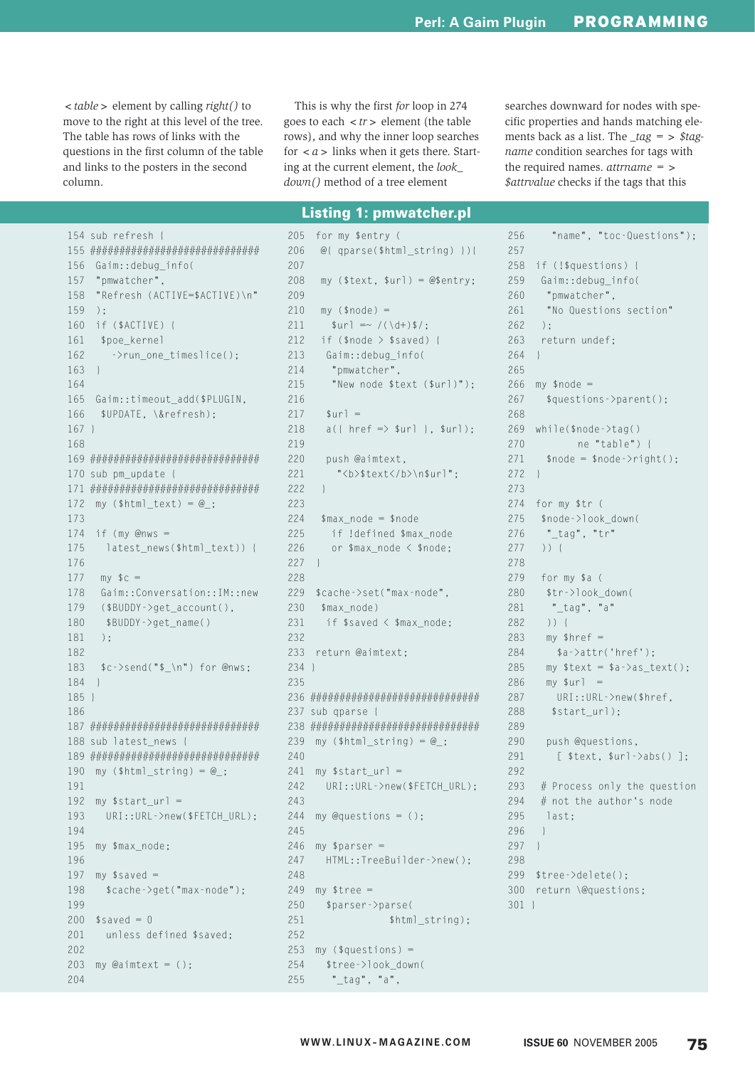*<table>* element by calling *right()* to move to the right at this level of the tree. The table has rows of links with the questions in the first column of the table and links to the posters in the second column.

This is why the first *for* loop in 274 goes to each *<tr>* element (the table rows), and why the inner loop searches for *<a>* links when it gets there. Starting at the current element, the *look_down()* method of a tree element searches downward for nodes with specific properties and hands matching elements back as a list. The *_tag => $tagname* condition searches for tags with the required names. *attrname => $attrvalue* checks if the tags that this

## Listing 1: pmwatcher.pl

```
154 sub refresh {
155 ##############################
156  Gaim::debug_info(
157  "pmwatcher",
158  "Refresh (ACTIVE=$ACTIVE)\n"
159  );
160  if ($ACTIVE) {
161   $poe_kernel
162     ->run_one_timeslice();
163  }
164
165  Gaim::timeout_add($PLUGIN,
166   $UPDATE, \&refresh);
167 }
168
169 ##############################
170 sub pm_update {
171 ##############################
172  my ($html_text) = @_;
173
174  if (my @nws =
175    latest_news($html_text)) {
176
177   my $c =
178   Gaim::Conversation::IM::new
179   ($BUDDY->get_account(),
180    $BUDDY->get_name()
181   );
182
183   $c->send("$_\n") for @nws;
184  }
185 }
186
187 ##############################
188 sub latest_news {
189 ##############################
190  my ($html_string) = @_;
191
192  my $start_url =
193    URI::URL->new($FETCH_URL);
194
195  my $max_node;
196
197  my $saved =
198    $cache->get("max-node");
199
200  $saved = 0
201    unless defined $saved;
202
203  my @aimtext = ();
204
205  for my $entry (
206   @{ qparse($html_string) }){
207
208   my ($text, $url) = @$entry;
209
210   my ($node) =
211     $url =~ /(\d+)$/;
212   if ($node > $saved) {
213    Gaim::debug_info(
214     "pmwatcher",
215     "New node $text ($url)");
216
217    $url =
218    a({ href => $url }, $url);
219
220    push @aimtext,
221      "<b>$text</b>\n$url";
222   }
223
224   $max_node = $node
225     if !defined $max_node
226     or $max_node < $node;
227  }
228
229  $cache->set("max-node",
230   $max_node)
231    if $saved < $max_node;
232
233  return @aimtext;
234 }
235
236 ##############################
237 sub qparse {
238 ##############################
239  my ($html_string) = @_;
240
241  my $start_url =
242    URI::URL->new($FETCH_URL);
243
244  my @questions = ();
245
246  my $parser =
247    HTML::TreeBuilder->new();
248
249  my $tree =
250    $parser->parse(
251              $html_string);
252
253  my ($questions) =
254    $tree->look_down(
255     "_tag", "a",
256     "name", "toc-Questions");
257
258  if (!$questions) {
259   Gaim::debug_info(
260    "pmwatcher",
261    "No Questions section"
262   );
263   return undef;
264  }
265
266  my $node =
267    $questions->parent();
268
269  while($node->tag()
270         ne "table") {
271    $node = $node->right();
272  }
273
274  for my $tr (
275   $node->look_down(
276    "_tag", "tr"
277   )) {
278
279   for my $a (
280    $tr->look_down(
281     "_tag", "a"
282    )) {
283    my $href =
284      $a->attr('href');
285    my $text = $a->as_text();
286    my $url  =
287      URI::URL->new($href,
288     $start_url);
289
290    push @questions,
291      [ $text, $url->abs() ];
292
293    # Process only the question
294    # not the author's node
295     last;
296   }
297  }
298
299  $tree->delete();
300  return \@questions;
301 }
```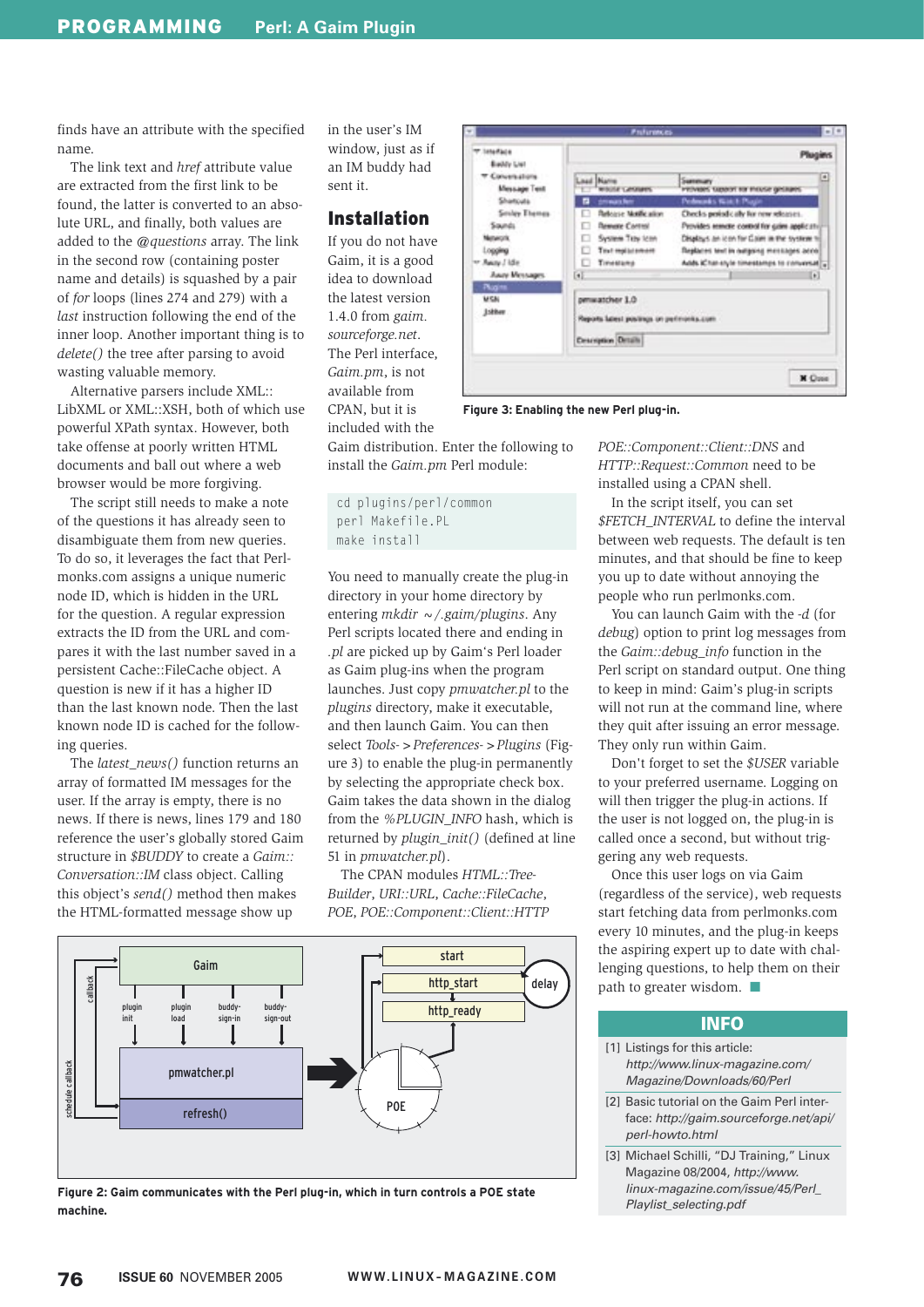finds have an attribute with the specified name.

The link text and *href* attribute value are extracted from the first link to be found, the latter is converted to an absolute URL, and finally, both values are added to the *@questions* array. The link in the second row (containing poster name and details) is squashed by a pair of *for* loops (lines 274 and 279) with a *last* instruction following the end of the inner loop. Another important thing is to *delete()* the tree after parsing to avoid wasting valuable memory.

Alternative parsers include XML::LibXML or XML::XSH, both of which use powerful XPath syntax. However, both take offense at poorly written HTML documents and ball out where a web browser would be more forgiving.

The script still needs to make a note of the questions it has already seen to disambiguate them from new queries. To do so, it leverages the fact that Perlmonks.com assigns a unique numeric node ID, which is hidden in the URL for the question. A regular expression extracts the ID from the URL and compares it with the last number saved in a persistent Cache::FileCache object. A question is new if it has a higher ID than the last known node. Then the last known node ID is cached for the following queries.

The *latest_news()* function returns an array of formatted IM messages for the user. If the array is empty, there is no news. If there is news, lines 179 and 180 reference the user's globally stored Gaim structure in *$BUDDY* to create a *Gaim::Conversation::IM* class object. Calling this object's *send()* method then makes the HTML-formatted message show up in the user's IM window, just as if an IM buddy had sent it.

## Installation

If you do not have Gaim, it is a good idea to download the latest version 1.4.0 from *gaim.sourceforge.net*. The Perl interface, *Gaim.pm*, is not available from CPAN, but it is included with the Gaim distribution. Enter the following to install the *Gaim.pm* Perl module:

```
cd plugins/perl/common
perl Makefile.PL
make install
```

You need to manually create the plug-in directory in your home directory by entering *mkdir ~/.gaim/plugins*. Any Perl scripts located there and ending in *.pl* are picked up by Gaim's Perl loader as Gaim plug-ins when the program launches. Just copy *pmwatcher.pl* to the *plugins* directory, make it executable, and then launch Gaim. You can then select *Tools- > Preferences- > Plugins* (Figure 3) to enable the plug-in permanently by selecting the appropriate check box. Gaim takes the data shown in the dialog from the *%PLUGIN_INFO* hash, which is returned by *plugin_init()* (defined at line 51 in *pmwatcher.pl*).

**Figure 3: Enabling the new Perl plug-in.**

The CPAN modules *HTML::TreeBuilder*, *URI::URL*, *Cache::FileCache*, *POE*, *POE::Component::Client::HTTP* *POE::Component::Client::DNS* and *HTTP::Request::Common* need to be installed using a CPAN shell.

In the script itself, you can set *$FETCH_INTERVAL* to define the interval between web requests. The default is ten minutes, and that should be fine to keep you up to date without annoying the people who run perlmonks.com.

You can launch Gaim with the *-d* (for *debug*) option to print log messages from the *Gaim::debug_info* function in the Perl script on standard output. One thing to keep in mind: Gaim's plug-in scripts will not run at the command line, where they quit after issuing an error message. They only run within Gaim.

Don't forget to set the *$USER* variable to your preferred username. Logging on will then trigger the plug-in actions. If the user is not logged on, the plug-in is called once a second, but without triggering any web requests.

Once this user logs on via Gaim (regardless of the service), web requests start fetching data from perlmonks.com every 10 minutes, and the plug-in keeps the aspiring expert up to date with challenging questions, to help them on their path to greater wisdom. ■

Gaim
callback
plugin init
plugin load
buddy-sign-in
buddy-sign-out
schedule callback
pmwatcher.pl
refresh()
start
http_start
http_ready
delay
POE

**Figure 2: Gaim communicates with the Perl plug-in, which in turn controls a POE state machine.**

## INFO

[1] Listings for this article: *http://www.linux-magazine.com/Magazine/Downloads/60/Perl*

[2] Basic tutorial on the Gaim Perl interface: *http://gaim.sourceforge.net/api/perl-howto.html*

[3] Michael Schilli, "DJ Training," Linux Magazine 08/2004, *http://www.linux-magazine.com/issue/45/Perl_Playlist_selecting.pdf*